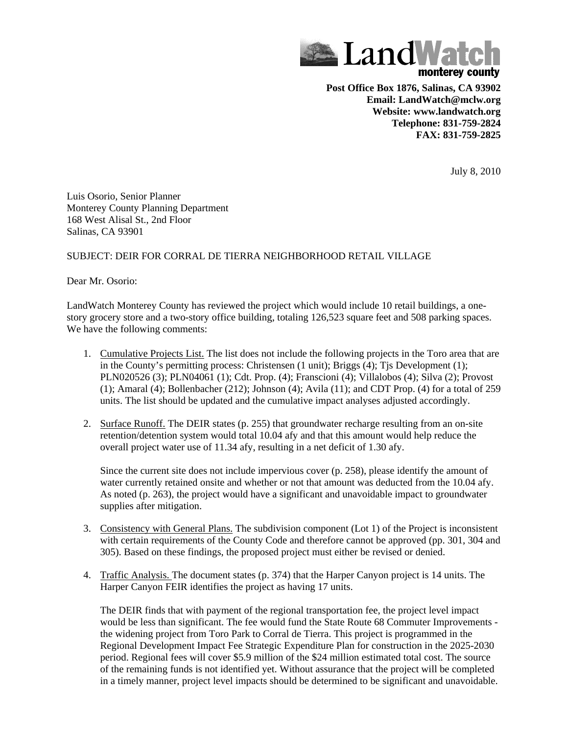# LandWatch monterey county

**Post Office Box 1876, Salinas, CA 93902**
**Email: LandWatch@mclw.org**
**Website: www.landwatch.org**
**Telephone: 831-759-2824**
**FAX: 831-759-2825**

July 8, 2010

Luis Osorio, Senior Planner
Monterey County Planning Department
168 West Alisal St., 2nd Floor
Salinas, CA 93901

SUBJECT: DEIR FOR CORRAL DE TIERRA NEIGHBORHOOD RETAIL VILLAGE

Dear Mr. Osorio:

LandWatch Monterey County has reviewed the project which would include 10 retail buildings, a one-story grocery store and a two-story office building, totaling 126,523 square feet and 508 parking spaces. We have the following comments:

1. Cumulative Projects List. The list does not include the following projects in the Toro area that are in the County's permitting process: Christensen (1 unit); Briggs (4); Tjs Development (1); PLN020526 (3); PLN04061 (1); Cdt. Prop. (4); Franscioni (4); Villalobos (4); Silva (2); Provost (1); Amaral (4); Bollenbacher (212); Johnson (4); Avila (11); and CDT Prop. (4) for a total of 259 units. The list should be updated and the cumulative impact analyses adjusted accordingly.

2. Surface Runoff. The DEIR states (p. 255) that groundwater recharge resulting from an on-site retention/detention system would total 10.04 afy and that this amount would help reduce the overall project water use of 11.34 afy, resulting in a net deficit of 1.30 afy.

   Since the current site does not include impervious cover (p. 258), please identify the amount of water currently retained onsite and whether or not that amount was deducted from the 10.04 afy. As noted (p. 263), the project would have a significant and unavoidable impact to groundwater supplies after mitigation.

3. Consistency with General Plans. The subdivision component (Lot 1) of the Project is inconsistent with certain requirements of the County Code and therefore cannot be approved (pp. 301, 304 and 305). Based on these findings, the proposed project must either be revised or denied.

4. Traffic Analysis. The document states (p. 374) that the Harper Canyon project is 14 units. The Harper Canyon FEIR identifies the project as having 17 units.

   The DEIR finds that with payment of the regional transportation fee, the project level impact would be less than significant. The fee would fund the State Route 68 Commuter Improvements - the widening project from Toro Park to Corral de Tierra. This project is programmed in the Regional Development Impact Fee Strategic Expenditure Plan for construction in the 2025-2030 period. Regional fees will cover $5.9 million of the $24 million estimated total cost. The source of the remaining funds is not identified yet. Without assurance that the project will be completed in a timely manner, project level impacts should be determined to be significant and unavoidable.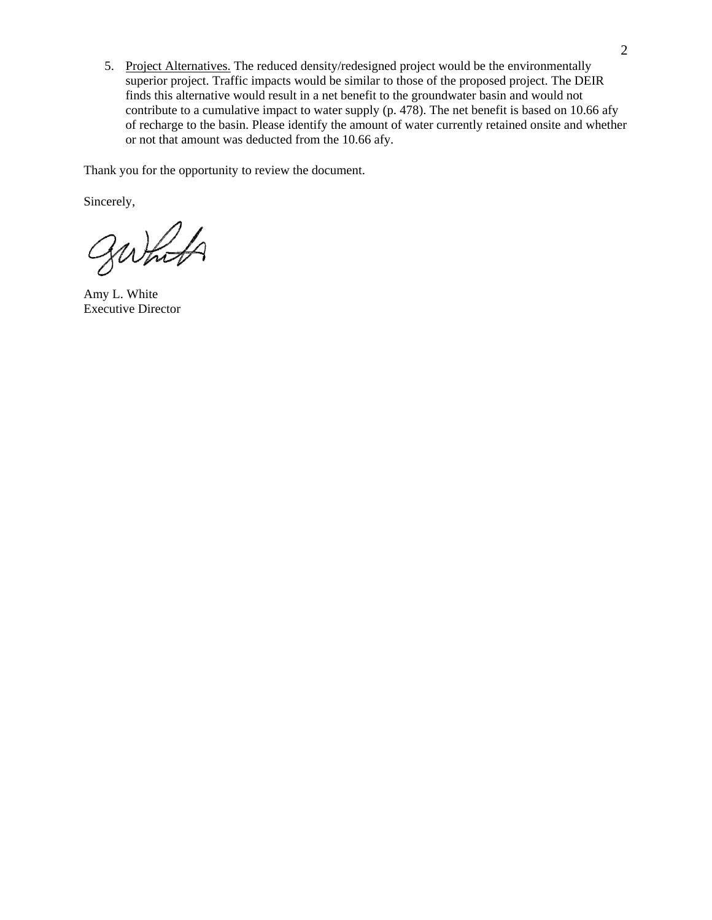5. <u>Project Alternatives.</u> The reduced density/redesigned project would be the environmentally superior project. Traffic impacts would be similar to those of the proposed project. The DEIR finds this alternative would result in a net benefit to the groundwater basin and would not contribute to a cumulative impact to water supply (p. 478). The net benefit is based on 10.66 afy of recharge to the basin. Please identify the amount of water currently retained onsite and whether or not that amount was deducted from the 10.66 afy.

Thank you for the opportunity to review the document.

Sincerely,

Amy L. White
Executive Director